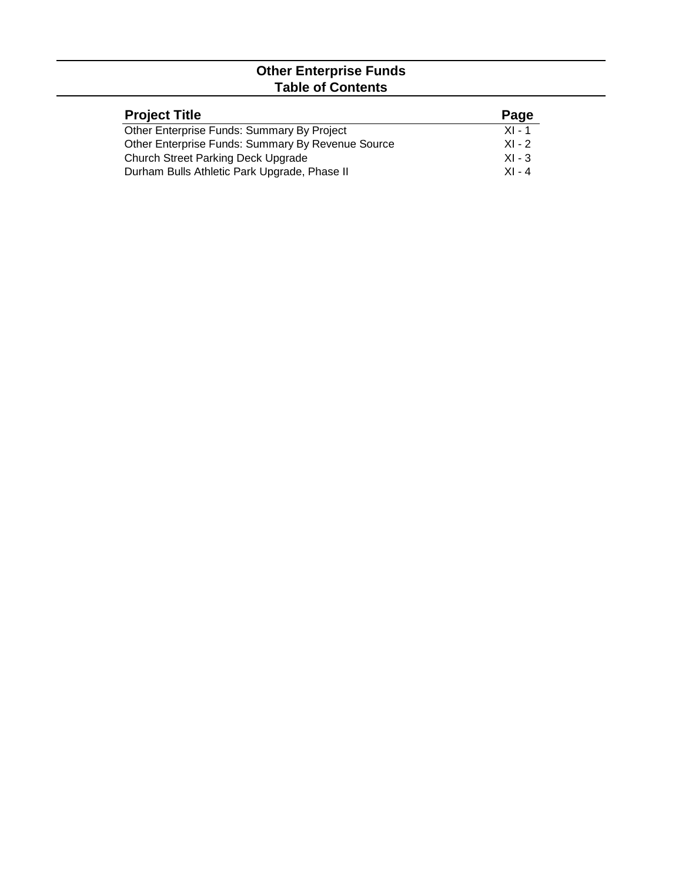# Other Enterprise Funds
## Table of Contents

| Project Title | Page |
| --- | --- |
| Other Enterprise Funds: Summary By Project | XI - 1 |
| Other Enterprise Funds: Summary By Revenue Source | XI - 2 |
| Church Street Parking Deck Upgrade | XI - 3 |
| Durham Bulls Athletic Park Upgrade, Phase II | XI - 4 |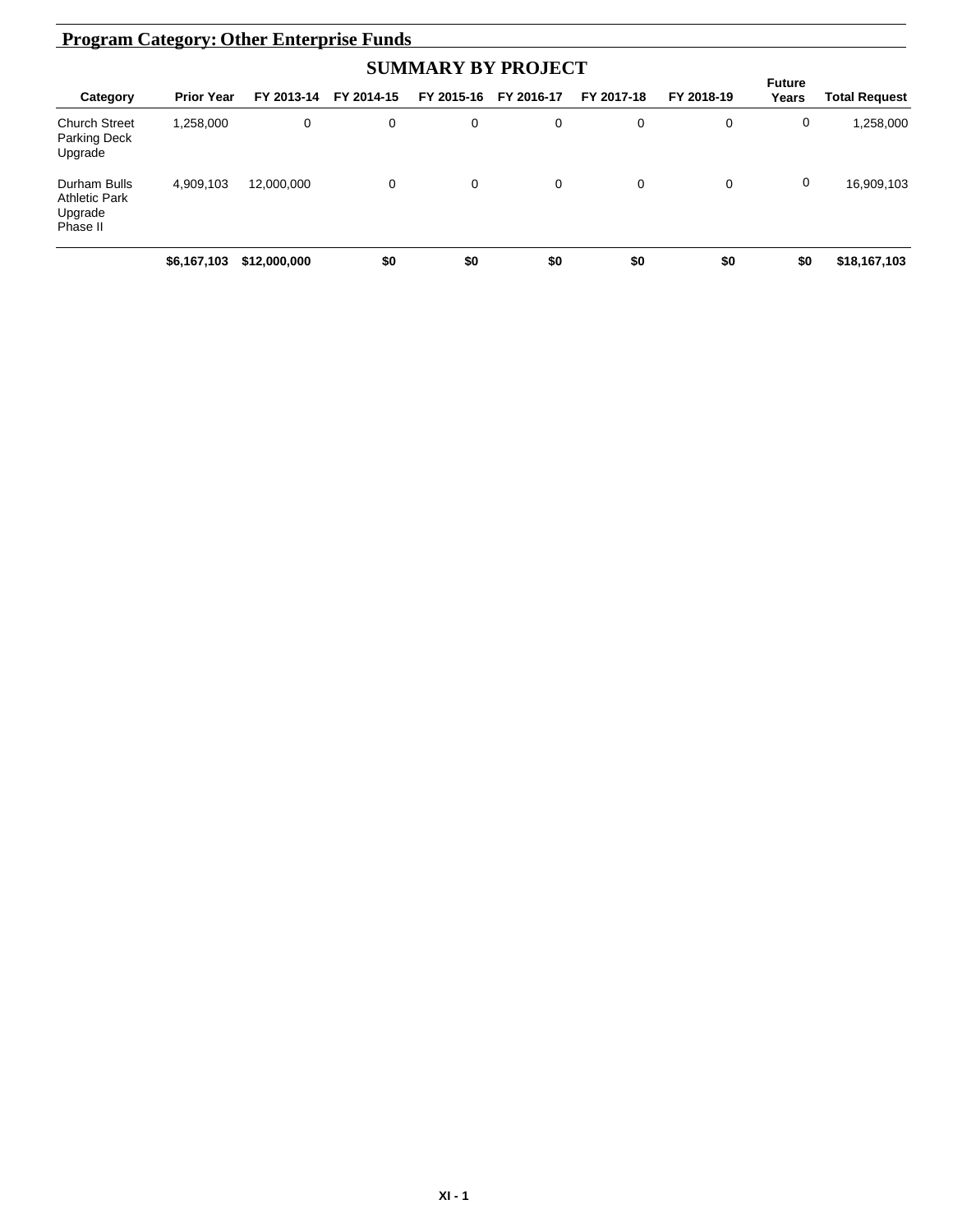## Program Category: Other Enterprise Funds

### SUMMARY BY PROJECT

| Category | Prior Year | FY 2013-14 | FY 2014-15 | FY 2015-16 | FY 2016-17 | FY 2017-18 | FY 2018-19 | Future Years | Total Request |
|---|---|---|---|---|---|---|---|---|---|
| Church Street Parking Deck Upgrade | 1,258,000 | 0 | 0 | 0 | 0 | 0 | 0 | 0 | 1,258,000 |
| Durham Bulls Athletic Park Upgrade Phase II | 4,909,103 | 12,000,000 | 0 | 0 | 0 | 0 | 0 | 0 | 16,909,103 |
| | **$6,167,103** | **$12,000,000** | **$0** | **$0** | **$0** | **$0** | **$0** | **$0** | **$18,167,103** |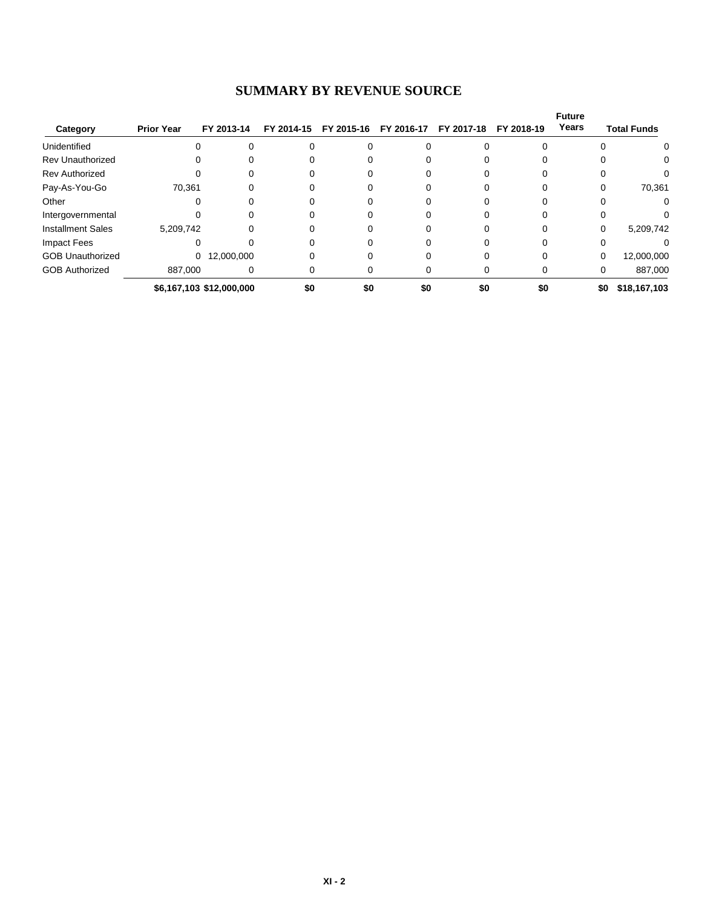# SUMMARY BY REVENUE SOURCE

| Category | Prior Year | FY 2013-14 | FY 2014-15 | FY 2015-16 | FY 2016-17 | FY 2017-18 | FY 2018-19 | Future Years | Total Funds |
|---|---|---|---|---|---|---|---|---|---|
| Unidentified | 0 | 0 | 0 | 0 | 0 | 0 | 0 | 0 | 0 |
| Rev Unauthorized | 0 | 0 | 0 | 0 | 0 | 0 | 0 | 0 | 0 |
| Rev Authorized | 0 | 0 | 0 | 0 | 0 | 0 | 0 | 0 | 0 |
| Pay-As-You-Go | 70,361 | 0 | 0 | 0 | 0 | 0 | 0 | 0 | 70,361 |
| Other | 0 | 0 | 0 | 0 | 0 | 0 | 0 | 0 | 0 |
| Intergovernmental | 0 | 0 | 0 | 0 | 0 | 0 | 0 | 0 | 0 |
| Installment Sales | 5,209,742 | 0 | 0 | 0 | 0 | 0 | 0 | 0 | 5,209,742 |
| Impact Fees | 0 | 0 | 0 | 0 | 0 | 0 | 0 | 0 | 0 |
| GOB Unauthorized | 0 | 12,000,000 | 0 | 0 | 0 | 0 | 0 | 0 | 12,000,000 |
| GOB Authorized | 887,000 | 0 | 0 | 0 | 0 | 0 | 0 | 0 | 887,000 |
| | **$6,167,103** | **$12,000,000** | **$0** | **$0** | **$0** | **$0** | **$0** | **$0** | **$18,167,103** |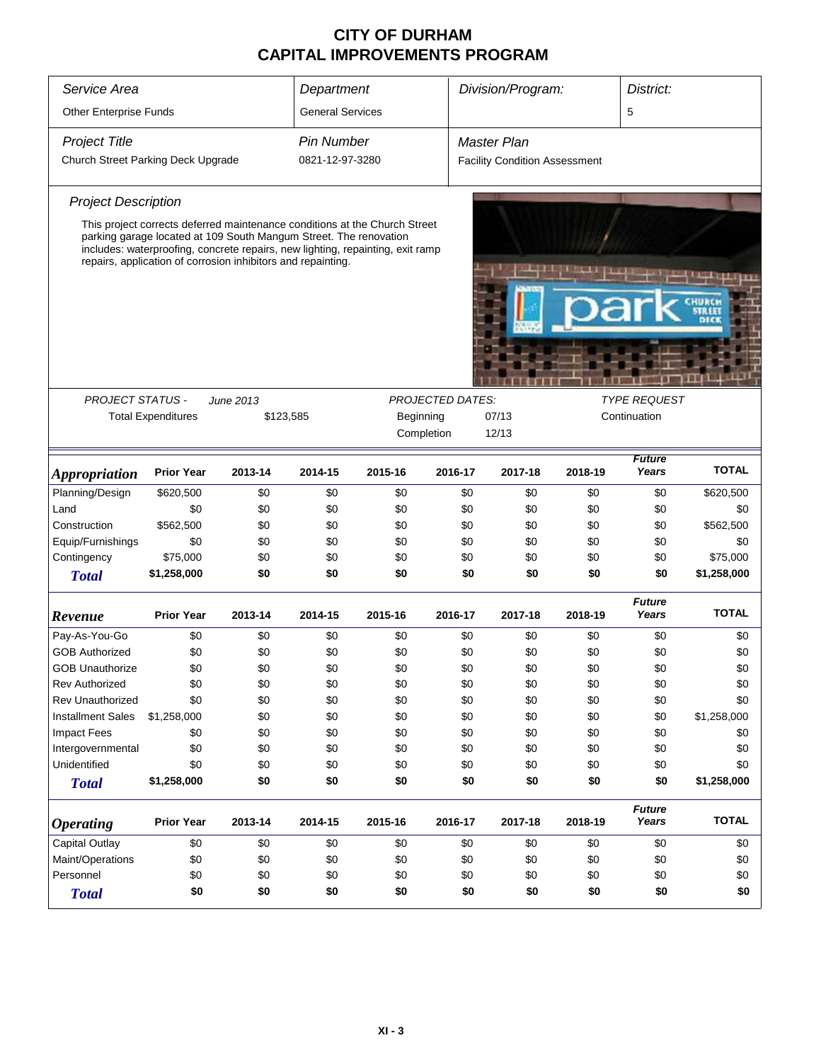# CITY OF DURHAM
# CAPITAL IMPROVEMENTS PROGRAM

| Service Area | Department | Division/Program: | District: |
|---|---|---|---|
| Other Enterprise Funds | General Services | | 5 |

| Project Title | Pin Number | Master Plan |
|---|---|---|
| Church Street Parking Deck Upgrade | 0821-12-97-3280 | Facility Condition Assessment |

## Project Description

This project corrects deferred maintenance conditions at the Church Street parking garage located at 109 South Mangum Street. The renovation includes: waterproofing, concrete repairs, new lighting, repainting, exit ramp repairs, application of corrosion inhibitors and repainting.

| PROJECT STATUS - | June 2013 | PROJECTED DATES: | | TYPE REQUEST |
|---|---|---|---|---|
| Total Expenditures | $123,585 | Beginning | 07/13 | Continuation |
| | | Completion | 12/13 | |

| Appropriation | Prior Year | 2013-14 | 2014-15 | 2015-16 | 2016-17 | 2017-18 | 2018-19 | Future Years | TOTAL |
|---|---|---|---|---|---|---|---|---|---|
| Planning/Design | $620,500 | $0 | $0 | $0 | $0 | $0 | $0 | $0 | $620,500 |
| Land | $0 | $0 | $0 | $0 | $0 | $0 | $0 | $0 | $0 |
| Construction | $562,500 | $0 | $0 | $0 | $0 | $0 | $0 | $0 | $562,500 |
| Equip/Furnishings | $0 | $0 | $0 | $0 | $0 | $0 | $0 | $0 | $0 |
| Contingency | $75,000 | $0 | $0 | $0 | $0 | $0 | $0 | $0 | $75,000 |
| **Total** | **$1,258,000** | **$0** | **$0** | **$0** | **$0** | **$0** | **$0** | **$0** | **$1,258,000** |

| Revenue | Prior Year | 2013-14 | 2014-15 | 2015-16 | 2016-17 | 2017-18 | 2018-19 | Future Years | TOTAL |
|---|---|---|---|---|---|---|---|---|---|
| Pay-As-You-Go | $0 | $0 | $0 | $0 | $0 | $0 | $0 | $0 | $0 |
| GOB Authorized | $0 | $0 | $0 | $0 | $0 | $0 | $0 | $0 | $0 |
| GOB Unauthorize | $0 | $0 | $0 | $0 | $0 | $0 | $0 | $0 | $0 |
| Rev Authorized | $0 | $0 | $0 | $0 | $0 | $0 | $0 | $0 | $0 |
| Rev Unauthorized | $0 | $0 | $0 | $0 | $0 | $0 | $0 | $0 | $0 |
| Installment Sales | $1,258,000 | $0 | $0 | $0 | $0 | $0 | $0 | $0 | $1,258,000 |
| Impact Fees | $0 | $0 | $0 | $0 | $0 | $0 | $0 | $0 | $0 |
| Intergovernmental | $0 | $0 | $0 | $0 | $0 | $0 | $0 | $0 | $0 |
| Unidentified | $0 | $0 | $0 | $0 | $0 | $0 | $0 | $0 | $0 |
| **Total** | **$1,258,000** | **$0** | **$0** | **$0** | **$0** | **$0** | **$0** | **$0** | **$1,258,000** |

| Operating | Prior Year | 2013-14 | 2014-15 | 2015-16 | 2016-17 | 2017-18 | 2018-19 | Future Years | TOTAL |
|---|---|---|---|---|---|---|---|---|---|
| Capital Outlay | $0 | $0 | $0 | $0 | $0 | $0 | $0 | $0 | $0 |
| Maint/Operations | $0 | $0 | $0 | $0 | $0 | $0 | $0 | $0 | $0 |
| Personnel | $0 | $0 | $0 | $0 | $0 | $0 | $0 | $0 | $0 |
| **Total** | **$0** | **$0** | **$0** | **$0** | **$0** | **$0** | **$0** | **$0** | **$0** |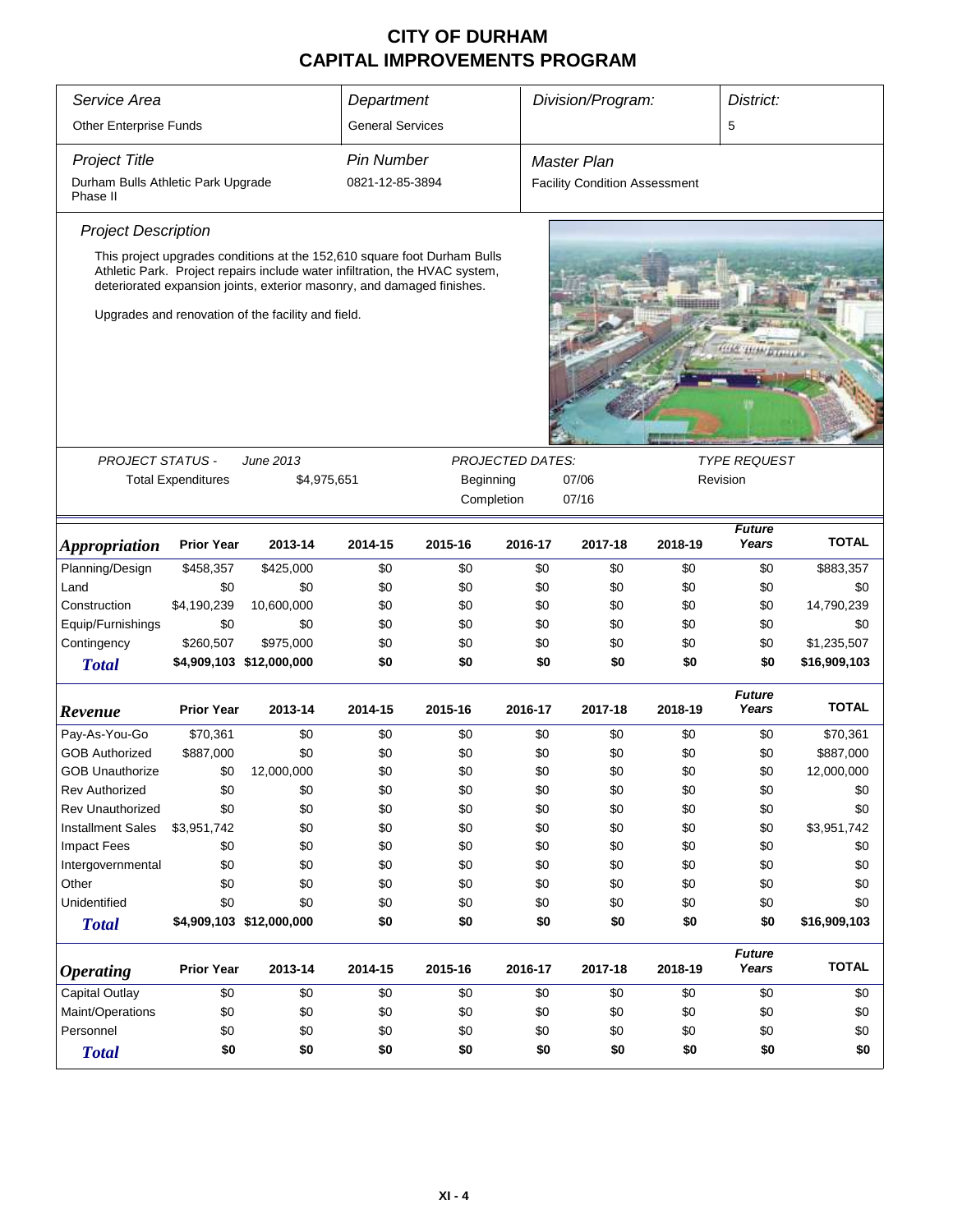# CITY OF DURHAM
## CAPITAL IMPROVEMENTS PROGRAM

| Service Area | Department | Division/Program: | District: |
|---|---|---|---|
| Other Enterprise Funds | General Services | | 5 |

| Project Title | Pin Number | Master Plan |
|---|---|---|
| Durham Bulls Athletic Park Upgrade Phase II | 0821-12-85-3894 | Facility Condition Assessment |

### Project Description

This project upgrades conditions at the 152,610 square foot Durham Bulls Athletic Park. Project repairs include water infiltration, the HVAC system, deteriorated expansion joints, exterior masonry, and damaged finishes.

Upgrades and renovation of the facility and field.

| PROJECT STATUS - June 2013 | | PROJECTED DATES: | | TYPE REQUEST |
|---|---|---|---|---|
| Total Expenditures | $4,975,651 | Beginning | 07/06 | Revision |
| | | Completion | 07/16 | |

| Appropriation | Prior Year | 2013-14 | 2014-15 | 2015-16 | 2016-17 | 2017-18 | 2018-19 | Future Years | TOTAL |
|---|---|---|---|---|---|---|---|---|---|
| Planning/Design | $458,357 | $425,000 | $0 | $0 | $0 | $0 | $0 | $0 | $883,357 |
| Land | $0 | $0 | $0 | $0 | $0 | $0 | $0 | $0 | $0 |
| Construction | $4,190,239 | 10,600,000 | $0 | $0 | $0 | $0 | $0 | $0 | 14,790,239 |
| Equip/Furnishings | $0 | $0 | $0 | $0 | $0 | $0 | $0 | $0 | $0 |
| Contingency | $260,507 | $975,000 | $0 | $0 | $0 | $0 | $0 | $0 | $1,235,507 |
| **Total** | **$4,909,103** | **$12,000,000** | **$0** | **$0** | **$0** | **$0** | **$0** | **$0** | **$16,909,103** |

| Revenue | Prior Year | 2013-14 | 2014-15 | 2015-16 | 2016-17 | 2017-18 | 2018-19 | Future Years | TOTAL |
|---|---|---|---|---|---|---|---|---|---|
| Pay-As-You-Go | $70,361 | $0 | $0 | $0 | $0 | $0 | $0 | $0 | $70,361 |
| GOB Authorized | $887,000 | $0 | $0 | $0 | $0 | $0 | $0 | $0 | $887,000 |
| GOB Unauthorize | $0 | 12,000,000 | $0 | $0 | $0 | $0 | $0 | $0 | 12,000,000 |
| Rev Authorized | $0 | $0 | $0 | $0 | $0 | $0 | $0 | $0 | $0 |
| Rev Unauthorized | $0 | $0 | $0 | $0 | $0 | $0 | $0 | $0 | $0 |
| Installment Sales | $3,951,742 | $0 | $0 | $0 | $0 | $0 | $0 | $0 | $3,951,742 |
| Impact Fees | $0 | $0 | $0 | $0 | $0 | $0 | $0 | $0 | $0 |
| Intergovernmental | $0 | $0 | $0 | $0 | $0 | $0 | $0 | $0 | $0 |
| Other | $0 | $0 | $0 | $0 | $0 | $0 | $0 | $0 | $0 |
| Unidentified | $0 | $0 | $0 | $0 | $0 | $0 | $0 | $0 | $0 |
| **Total** | **$4,909,103** | **$12,000,000** | **$0** | **$0** | **$0** | **$0** | **$0** | **$0** | **$16,909,103** |

| Operating | Prior Year | 2013-14 | 2014-15 | 2015-16 | 2016-17 | 2017-18 | 2018-19 | Future Years | TOTAL |
|---|---|---|---|---|---|---|---|---|---|
| Capital Outlay | $0 | $0 | $0 | $0 | $0 | $0 | $0 | $0 | $0 |
| Maint/Operations | $0 | $0 | $0 | $0 | $0 | $0 | $0 | $0 | $0 |
| Personnel | $0 | $0 | $0 | $0 | $0 | $0 | $0 | $0 | $0 |
| **Total** | **$0** | **$0** | **$0** | **$0** | **$0** | **$0** | **$0** | **$0** | **$0** |